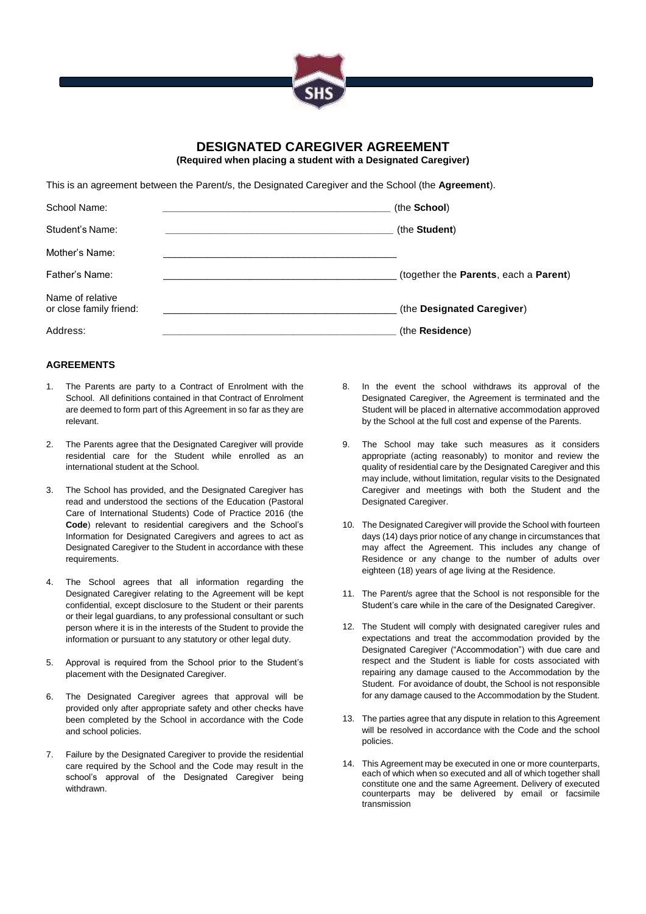# DESIGNATED CAREGIVER AGREEMENT

**(Required when placing a student with a Designated Caregiver)**

This is an agreement between the Parent/s, the Designated Caregiver and the School (the **Agreement**).

| | | |
|---|---|---|
| School Name: | \_\_\_\_\_\_\_\_\_\_\_\_\_\_\_\_\_\_\_\_\_\_\_\_\_\_\_\_\_\_\_\_\_\_\_\_\_\_\_\_ | (the **School**) |
| Student's Name: | \_\_\_\_\_\_\_\_\_\_\_\_\_\_\_\_\_\_\_\_\_\_\_\_\_\_\_\_\_\_\_\_\_\_\_\_\_\_\_\_ | (the **Student**) |
| Mother's Name: | \_\_\_\_\_\_\_\_\_\_\_\_\_\_\_\_\_\_\_\_\_\_\_\_\_\_\_\_\_\_\_\_\_\_\_\_\_\_\_\_ | |
| Father's Name: | \_\_\_\_\_\_\_\_\_\_\_\_\_\_\_\_\_\_\_\_\_\_\_\_\_\_\_\_\_\_\_\_\_\_\_\_\_\_\_\_ | (together the **Parents**, each a **Parent**) |
| Name of relative or close family friend: | \_\_\_\_\_\_\_\_\_\_\_\_\_\_\_\_\_\_\_\_\_\_\_\_\_\_\_\_\_\_\_\_\_\_\_\_\_\_\_\_ | (the **Designated Caregiver**) |
| Address: | \_\_\_\_\_\_\_\_\_\_\_\_\_\_\_\_\_\_\_\_\_\_\_\_\_\_\_\_\_\_\_\_\_\_\_\_\_\_\_\_ | (the **Residence**) |

## AGREEMENTS

1. The Parents are party to a Contract of Enrolment with the School. All definitions contained in that Contract of Enrolment are deemed to form part of this Agreement in so far as they are relevant.

2. The Parents agree that the Designated Caregiver will provide residential care for the Student while enrolled as an international student at the School.

3. The School has provided, and the Designated Caregiver has read and understood the sections of the Education (Pastoral Care of International Students) Code of Practice 2016 (the **Code**) relevant to residential caregivers and the School's Information for Designated Caregivers and agrees to act as Designated Caregiver to the Student in accordance with these requirements.

4. The School agrees that all information regarding the Designated Caregiver relating to the Agreement will be kept confidential, except disclosure to the Student or their parents or their legal guardians, to any professional consultant or such person where it is in the interests of the Student to provide the information or pursuant to any statutory or other legal duty.

5. Approval is required from the School prior to the Student's placement with the Designated Caregiver.

6. The Designated Caregiver agrees that approval will be provided only after appropriate safety and other checks have been completed by the School in accordance with the Code and school policies.

7. Failure by the Designated Caregiver to provide the residential care required by the School and the Code may result in the school's approval of the Designated Caregiver being withdrawn.

8. In the event the school withdraws its approval of the Designated Caregiver, the Agreement is terminated and the Student will be placed in alternative accommodation approved by the School at the full cost and expense of the Parents.

9. The School may take such measures as it considers appropriate (acting reasonably) to monitor and review the quality of residential care by the Designated Caregiver and this may include, without limitation, regular visits to the Designated Caregiver and meetings with both the Student and the Designated Caregiver.

10. The Designated Caregiver will provide the School with fourteen days (14) days prior notice of any change in circumstances that may affect the Agreement. This includes any change of Residence or any change to the number of adults over eighteen (18) years of age living at the Residence.

11. The Parent/s agree that the School is not responsible for the Student's care while in the care of the Designated Caregiver.

12. The Student will comply with designated caregiver rules and expectations and treat the accommodation provided by the Designated Caregiver ("Accommodation") with due care and respect and the Student is liable for costs associated with repairing any damage caused to the Accommodation by the Student. For avoidance of doubt, the School is not responsible for any damage caused to the Accommodation by the Student.

13. The parties agree that any dispute in relation to this Agreement will be resolved in accordance with the Code and the school policies.

14. This Agreement may be executed in one or more counterparts, each of which when so executed and all of which together shall constitute one and the same Agreement. Delivery of executed counterparts may be delivered by email or facsimile transmission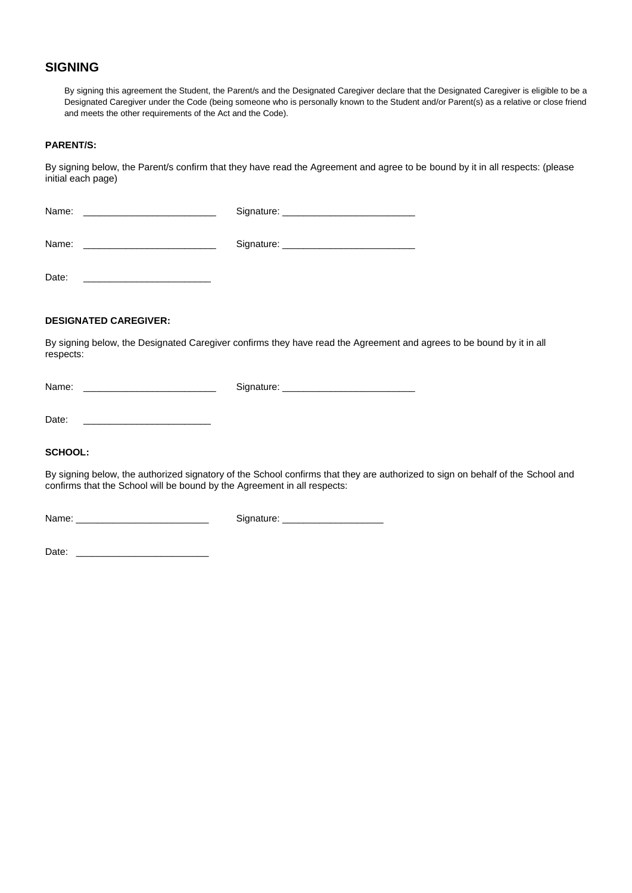## SIGNING

By signing this agreement the Student, the Parent/s and the Designated Caregiver declare that the Designated Caregiver is eligible to be a Designated Caregiver under the Code (being someone who is personally known to the Student and/or Parent(s) as a relative or close friend and meets the other requirements of the Act and the Code).

**PARENT/S:**

By signing below, the Parent/s confirm that they have read the Agreement and agree to be bound by it in all respects: (please initial each page)

Name: ________________________ Signature: ________________________

Name: ________________________ Signature: ________________________

Date: _______________________

**DESIGNATED CAREGIVER:**

By signing below, the Designated Caregiver confirms they have read the Agreement and agrees to be bound by it in all respects:

Name: ________________________ Signature: ________________________

Date: _______________________

**SCHOOL:**

By signing below, the authorized signatory of the School confirms that they are authorized to sign on behalf of the School and confirms that the School will be bound by the Agreement in all respects:

Name: ________________________ Signature: __________________

Date: ________________________